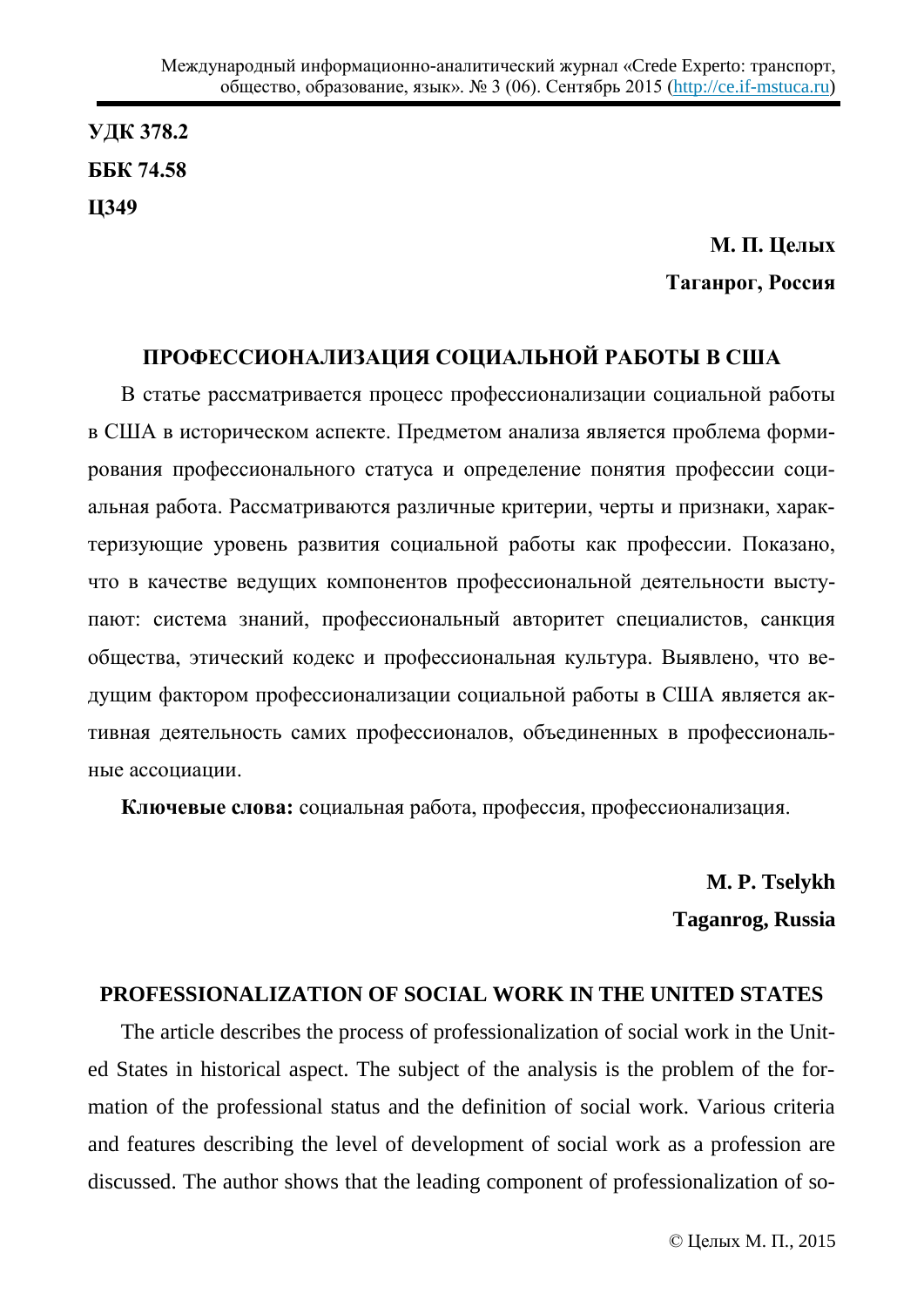**УДК 378.2**

**ББК 74.58**

**Ц349**

**М. П. Целых**

**Таганрог, Россия**

## ПРОФЕССИОНАЛИЗАЦИЯ СОЦИАЛЬНОЙ РАБОТЫ В США

В статье рассматривается процесс профессионализации социальной работы в США в историческом аспекте. Предметом анализа является проблема формирования профессионального статуса и определение понятия профессии социальная работа. Рассматриваются различные критерии, черты и признаки, характеризующие уровень развития социальной работы как профессии. Показано, что в качестве ведущих компонентов профессиональной деятельности выступают: система знаний, профессиональный авторитет специалистов, санкция общества, этический кодекс и профессиональная культура. Выявлено, что ведущим фактором профессионализации социальной работы в США является активная деятельность самих профессионалов, объединенных в профессиональные ассоциации.

**Ключевые слова:** социальная работа, профессия, профессионализация.

**M. P. Tselykh**

**Taganrog, Russia**

## PROFESSIONALIZATION OF SOCIAL WORK IN THE UNITED STATES

The article describes the process of professionalization of social work in the United States in historical aspect. The subject of the analysis is the problem of the formation of the professional status and the definition of social work. Various criteria and features describing the level of development of social work as a profession are discussed. The author shows that the leading component of professionalization of so-

© Целых М. П., 2015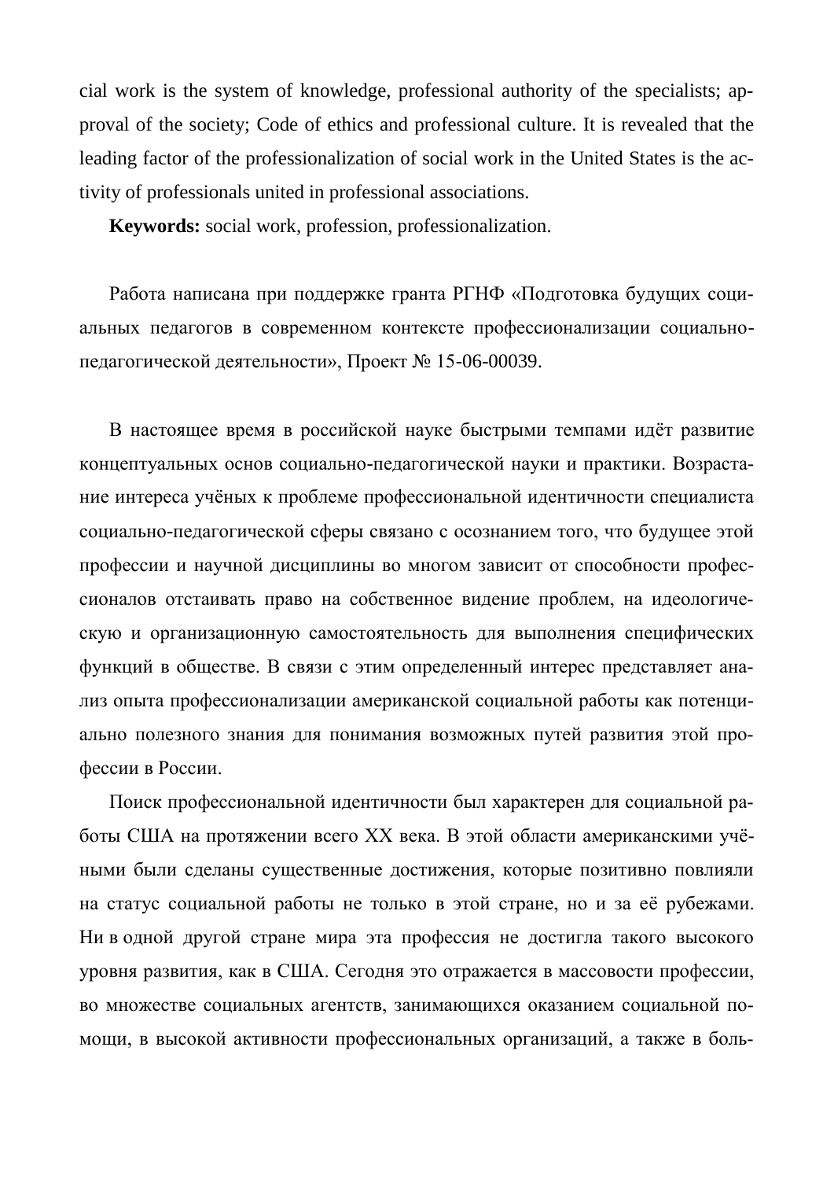cial work is the system of knowledge, professional authority of the specialists; approval of the society; Code of ethics and professional culture. It is revealed that the leading factor of the professionalization of social work in the United States is the activity of professionals united in professional associations.

**Keywords:** social work, profession, professionalization.

Работа написана при поддержке гранта РГНФ «Подготовка будущих социальных педагогов в современном контексте профессионализации социально-педагогической деятельности», Проект № 15-06-00039.

В настоящее время в российской науке быстрыми темпами идёт развитие концептуальных основ социально-педагогической науки и практики. Возрастание интереса учёных к проблеме профессиональной идентичности специалиста социально-педагогической сферы связано с осознанием того, что будущее этой профессии и научной дисциплины во многом зависит от способности профессионалов отстаивать право на собственное видение проблем, на идеологическую и организационную самостоятельность для выполнения специфических функций в обществе. В связи с этим определенный интерес представляет анализ опыта профессионализации американской социальной работы как потенциально полезного знания для понимания возможных путей развития этой профессии в России.

Поиск профессиональной идентичности был характерен для социальной работы США на протяжении всего XX века. В этой области американскими учёными были сделаны существенные достижения, которые позитивно повлияли на статус социальной работы не только в этой стране, но и за её рубежами. Ни в одной другой стране мира эта профессия не достигла такого высокого уровня развития, как в США. Сегодня это отражается в массовости профессии, во множестве социальных агентств, занимающихся оказанием социальной помощи, в высокой активности профессиональных организаций, а также в боль-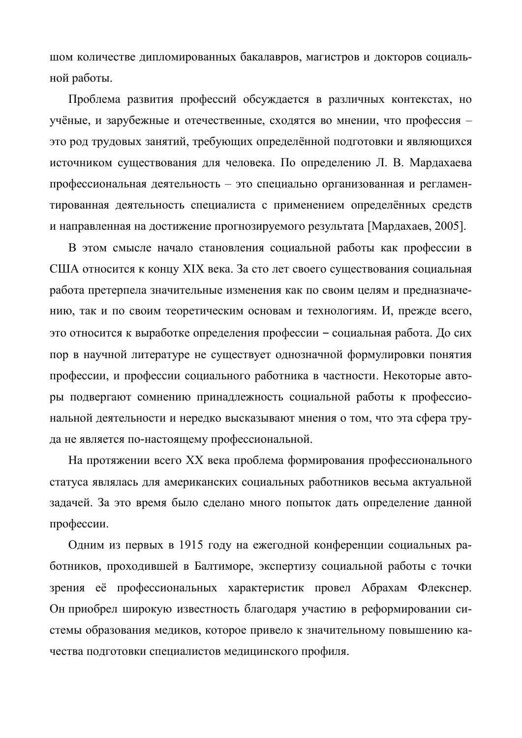шом количестве дипломированных бакалавров, магистров и докторов социальной работы.

Проблема развития профессий обсуждается в различных контекстах, но учёные, и зарубежные и отечественные, сходятся во мнении, что профессия – это род трудовых занятий, требующих определённой подготовки и являющихся источником существования для человека. По определению Л. В. Мардахаева профессиональная деятельность – это специально организованная и регламентированная деятельность специалиста с применением определённых средств и направленная на достижение прогнозируемого результата [Мардахаев, 2005].

В этом смысле начало становления социальной работы как профессии в США относится к концу XIX века. За сто лет своего существования социальная работа претерпела значительные изменения как по своим целям и предназначению, так и по своим теоретическим основам и технологиям. И, прежде всего, это относится к выработке определения профессии – социальная работа. До сих пор в научной литературе не существует однозначной формулировки понятия профессии, и профессии социального работника в частности. Некоторые авторы подвергают сомнению принадлежность социальной работы к профессиональной деятельности и нередко высказывают мнения о том, что эта сфера труда не является по-настоящему профессиональной.

На протяжении всего XX века проблема формирования профессионального статуса являлась для американских социальных работников весьма актуальной задачей. За это время было сделано много попыток дать определение данной профессии.

Одним из первых в 1915 году на ежегодной конференции социальных работников, проходившей в Балтиморе, экспертизу социальной работы с точки зрения её профессиональных характеристик провел Абрахам Флекснер. Он приобрел широкую известность благодаря участию в реформировании системы образования медиков, которое привело к значительному повышению качества подготовки специалистов медицинского профиля.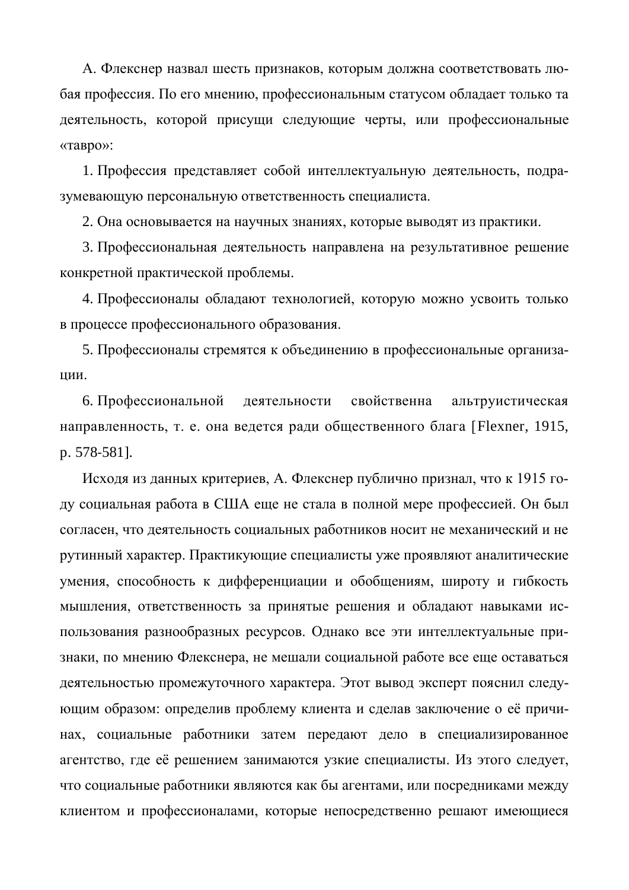А. Флекснер назвал шесть признаков, которым должна соответствовать любая профессия. По его мнению, профессиональным статусом обладает только та деятельность, которой присущи следующие черты, или профессиональные «тавро»:

1. Профессия представляет собой интеллектуальную деятельность, подразумевающую персональную ответственность специалиста.

2. Она основывается на научных знаниях, которые выводят из практики.

3. Профессиональная деятельность направлена на результативное решение конкретной практической проблемы.

4. Профессионалы обладают технологией, которую можно усвоить только в процессе профессионального образования.

5. Профессионалы стремятся к объединению в профессиональные организации.

6. Профессиональной деятельности свойственна альтруистическая направленность, т. е. она ведется ради общественного блага [Flexner, 1915, p. 578-581].

Исходя из данных критериев, А. Флекснер публично признал, что к 1915 году социальная работа в США еще не стала в полной мере профессией. Он был согласен, что деятельность социальных работников носит не механический и не рутинный характер. Практикующие специалисты уже проявляют аналитические умения, способность к дифференциации и обобщениям, широту и гибкость мышления, ответственность за принятые решения и обладают навыками использования разнообразных ресурсов. Однако все эти интеллектуальные признаки, по мнению Флекснера, не мешали социальной работе все еще оставаться деятельностью промежуточного характера. Этот вывод эксперт пояснил следующим образом: определив проблему клиента и сделав заключение о её причинах, социальные работники затем передают дело в специализированное агентство, где её решением занимаются узкие специалисты. Из этого следует, что социальные работники являются как бы агентами, или посредниками между клиентом и профессионалами, которые непосредственно решают имеющиеся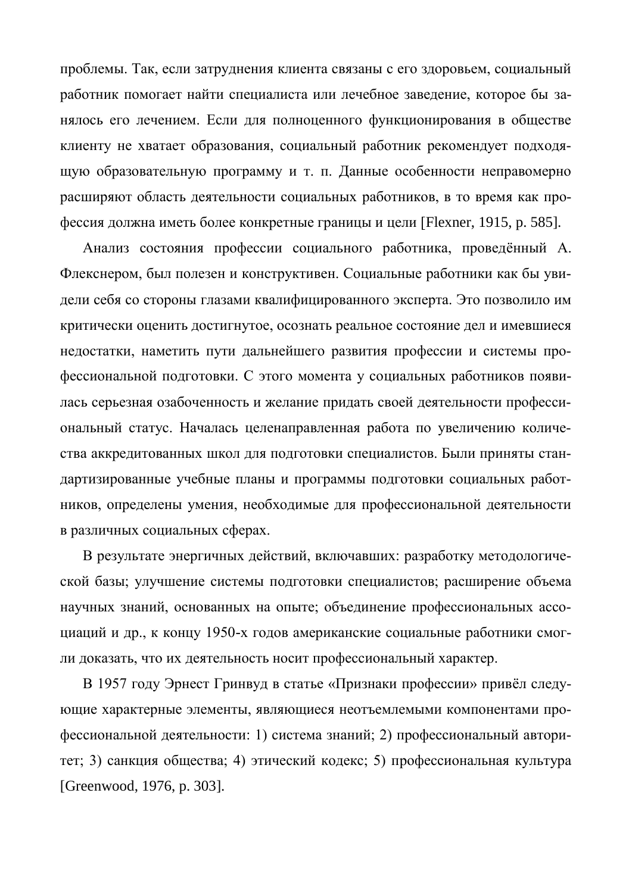проблемы. Так, если затруднения клиента связаны с его здоровьем, социальный работник помогает найти специалиста или лечебное заведение, которое бы занялось его лечением. Если для полноценного функционирования в обществе клиенту не хватает образования, социальный работник рекомендует подходящую образовательную программу и т. п. Данные особенности неправомерно расширяют область деятельности социальных работников, в то время как профессия должна иметь более конкретные границы и цели [Flexner, 1915, p. 585].

Анализ состояния профессии социального работника, проведённый А. Флекснером, был полезен и конструктивен. Социальные работники как бы увидели себя со стороны глазами квалифицированного эксперта. Это позволило им критически оценить достигнутое, осознать реальное состояние дел и имевшиеся недостатки, наметить пути дальнейшего развития профессии и системы профессиональной подготовки. С этого момента у социальных работников появилась серьезная озабоченность и желание придать своей деятельности профессиональный статус. Началась целенаправленная работа по увеличению количества аккредитованных школ для подготовки специалистов. Были приняты стандартизированные учебные планы и программы подготовки социальных работников, определены умения, необходимые для профессиональной деятельности в различных социальных сферах.

В результате энергичных действий, включавших: разработку методологической базы; улучшение системы подготовки специалистов; расширение объема научных знаний, основанных на опыте; объединение профессиональных ассоциаций и др., к концу 1950-х годов американские социальные работники смогли доказать, что их деятельность носит профессиональный характер.

В 1957 году Эрнест Гринвуд в статье «Признаки профессии» привёл следующие характерные элементы, являющиеся неотъемлемыми компонентами профессиональной деятельности: 1) система знаний; 2) профессиональный авторитет; 3) санкция общества; 4) этический кодекс; 5) профессиональная культура [Greenwood, 1976, p. 303].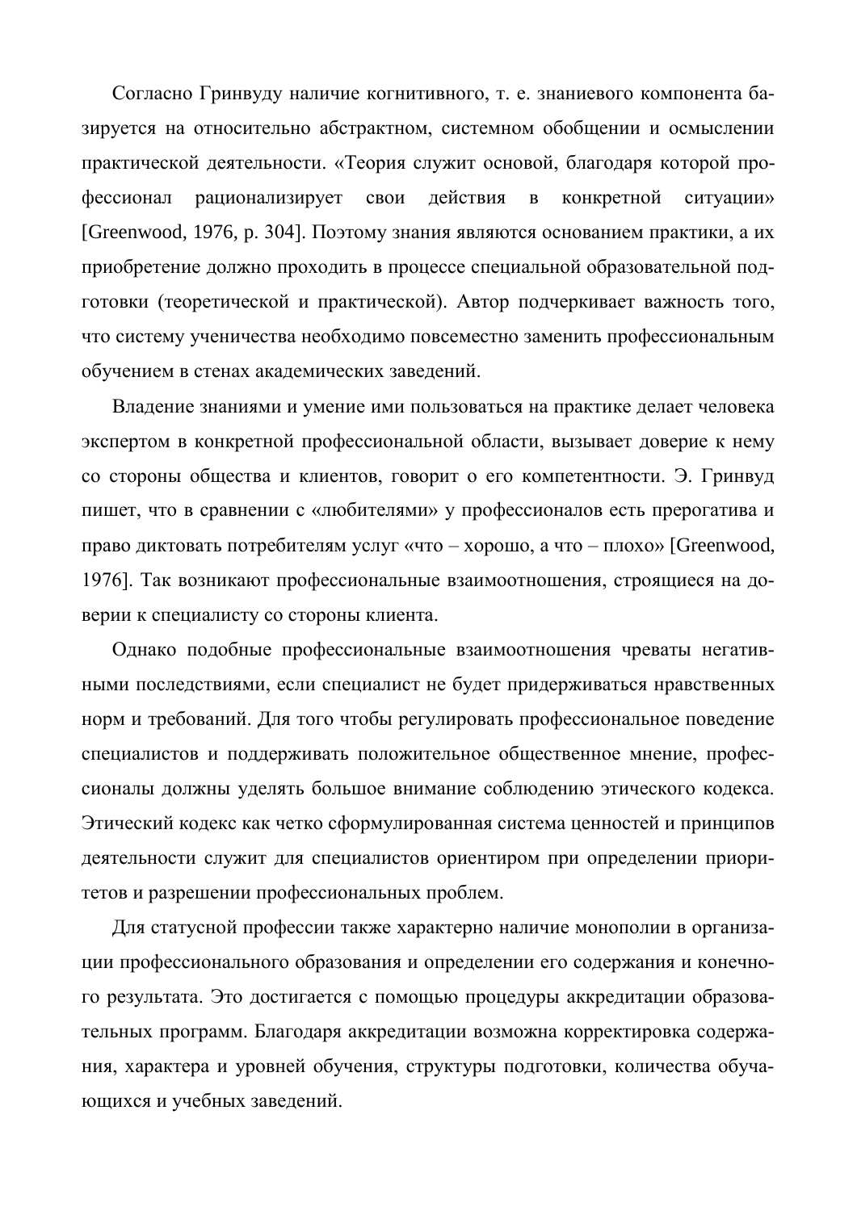Согласно Гринвуду наличие когнитивного, т. е. знаниевого компонента базируется на относительно абстрактном, системном обобщении и осмыслении практической деятельности. «Теория служит основой, благодаря которой профессионал рационализирует свои действия в конкретной ситуации» [Greenwood, 1976, p. 304]. Поэтому знания являются основанием практики, а их приобретение должно проходить в процессе специальной образовательной подготовки (теоретической и практической). Автор подчеркивает важность того, что систему ученичества необходимо повсеместно заменить профессиональным обучением в стенах академических заведений.

Владение знаниями и умение ими пользоваться на практике делает человека экспертом в конкретной профессиональной области, вызывает доверие к нему со стороны общества и клиентов, говорит о его компетентности. Э. Гринвуд пишет, что в сравнении с «любителями» у профессионалов есть прерогатива и право диктовать потребителям услуг «что – хорошо, а что – плохо» [Greenwood, 1976]. Так возникают профессиональные взаимоотношения, строящиеся на доверии к специалисту со стороны клиента.

Однако подобные профессиональные взаимоотношения чреваты негативными последствиями, если специалист не будет придерживаться нравственных норм и требований. Для того чтобы регулировать профессиональное поведение специалистов и поддерживать положительное общественное мнение, профессионалы должны уделять большое внимание соблюдению этического кодекса. Этический кодекс как четко сформулированная система ценностей и принципов деятельности служит для специалистов ориентиром при определении приоритетов и разрешении профессиональных проблем.

Для статусной профессии также характерно наличие монополии в организации профессионального образования и определении его содержания и конечного результата. Это достигается с помощью процедуры аккредитации образовательных программ. Благодаря аккредитации возможна корректировка содержания, характера и уровней обучения, структуры подготовки, количества обучающихся и учебных заведений.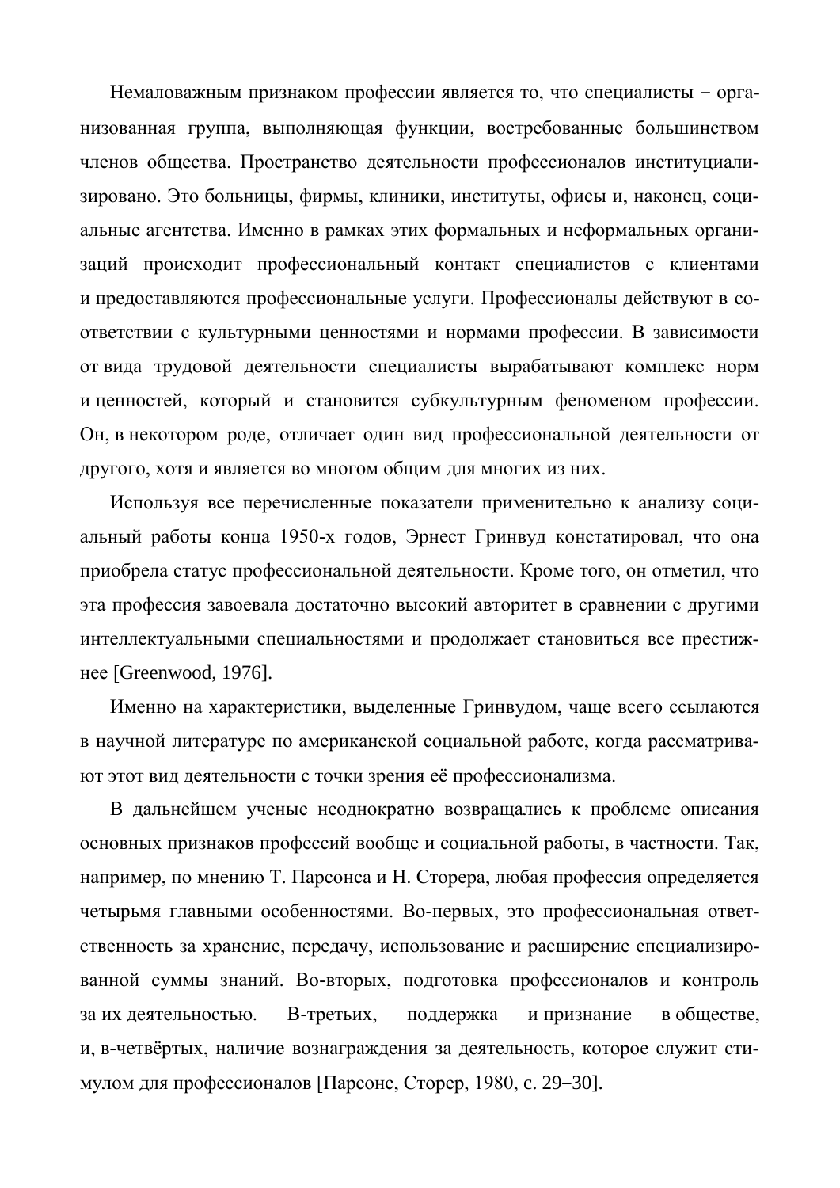Немаловажным признаком профессии является то, что специалисты – организованная группа, выполняющая функции, востребованные большинством членов общества. Пространство деятельности профессионалов институциализировано. Это больницы, фирмы, клиники, институты, офисы и, наконец, социальные агентства. Именно в рамках этих формальных и неформальных организаций происходит профессиональный контакт специалистов с клиентами и предоставляются профессиональные услуги. Профессионалы действуют в соответствии с культурными ценностями и нормами профессии. В зависимости от вида трудовой деятельности специалисты вырабатывают комплекс норм и ценностей, который и становится субкультурным феноменом профессии. Он, в некотором роде, отличает один вид профессиональной деятельности от другого, хотя и является во многом общим для многих из них.

Используя все перечисленные показатели применительно к анализу социальный работы конца 1950-х годов, Эрнест Гринвуд констатировал, что она приобрела статус профессиональной деятельности. Кроме того, он отметил, что эта профессия завоевала достаточно высокий авторитет в сравнении с другими интеллектуальными специальностями и продолжает становиться все престижнее [Greenwood, 1976].

Именно на характеристики, выделенные Гринвудом, чаще всего ссылаются в научной литературе по американской социальной работе, когда рассматривают этот вид деятельности с точки зрения её профессионализма.

В дальнейшем ученые неоднократно возвращались к проблеме описания основных признаков профессий вообще и социальной работы, в частности. Так, например, по мнению Т. Парсонса и Н. Сторера, любая профессия определяется четырьмя главными особенностями. Во-первых, это профессиональная ответственность за хранение, передачу, использование и расширение специализированной суммы знаний. Во-вторых, подготовка профессионалов и контроль за их деятельностью. В-третьих, поддержка и признание в обществе, и, в-четвёртых, наличие вознаграждения за деятельность, которое служит стимулом для профессионалов [Парсонс, Сторер, 1980, с. 29–30].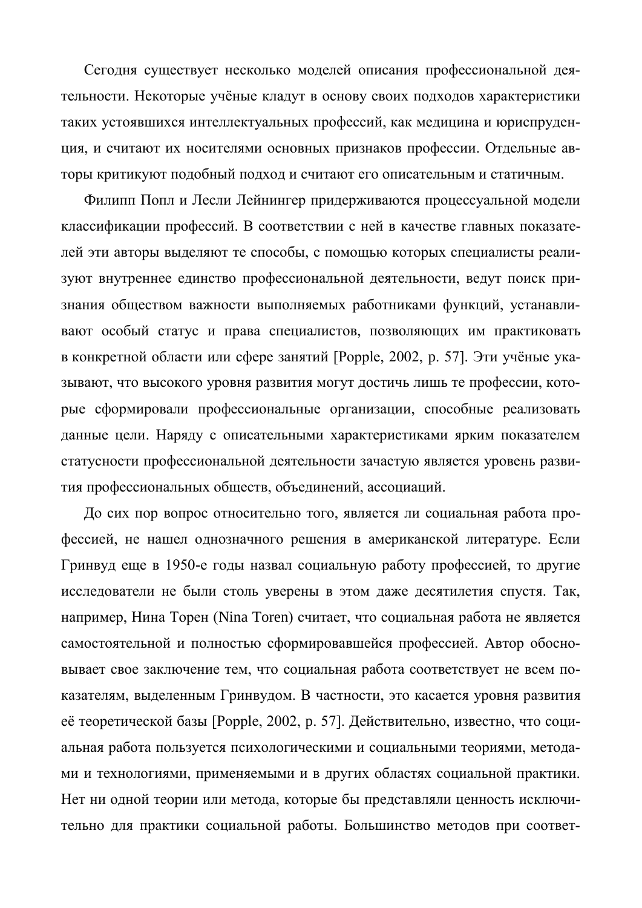Сегодня существует несколько моделей описания профессиональной деятельности. Некоторые учёные кладут в основу своих подходов характеристики таких устоявшихся интеллектуальных профессий, как медицина и юриспруденция, и считают их носителями основных признаков профессии. Отдельные авторы критикуют подобный подход и считают его описательным и статичным.

Филипп Попл и Лесли Лейнингер придерживаются процессуальной модели классификации профессий. В соответствии с ней в качестве главных показателей эти авторы выделяют те способы, с помощью которых специалисты реализуют внутреннее единство профессиональной деятельности, ведут поиск признания обществом важности выполняемых работниками функций, устанавливают особый статус и права специалистов, позволяющих им практиковать в конкретной области или сфере занятий [Popple, 2002, p. 57]. Эти учёные указывают, что высокого уровня развития могут достичь лишь те профессии, которые сформировали профессиональные организации, способные реализовать данные цели. Наряду с описательными характеристиками ярким показателем статусности профессиональной деятельности зачастую является уровень развития профессиональных обществ, объединений, ассоциаций.

До сих пор вопрос относительно того, является ли социальная работа профессией, не нашел однозначного решения в американской литературе. Если Гринвуд еще в 1950-е годы назвал социальную работу профессией, то другие исследователи не были столь уверены в этом даже десятилетия спустя. Так, например, Нина Торен (Nina Toren) считает, что социальная работа не является самостоятельной и полностью сформировавшейся профессией. Автор обосновывает свое заключение тем, что социальная работа соответствует не всем показателям, выделенным Гринвудом. В частности, это касается уровня развития её теоретической базы [Popple, 2002, p. 57]. Действительно, известно, что социальная работа пользуется психологическими и социальными теориями, методами и технологиями, применяемыми и в других областях социальной практики. Нет ни одной теории или метода, которые бы представляли ценность исключительно для практики социальной работы. Большинство методов при соответ-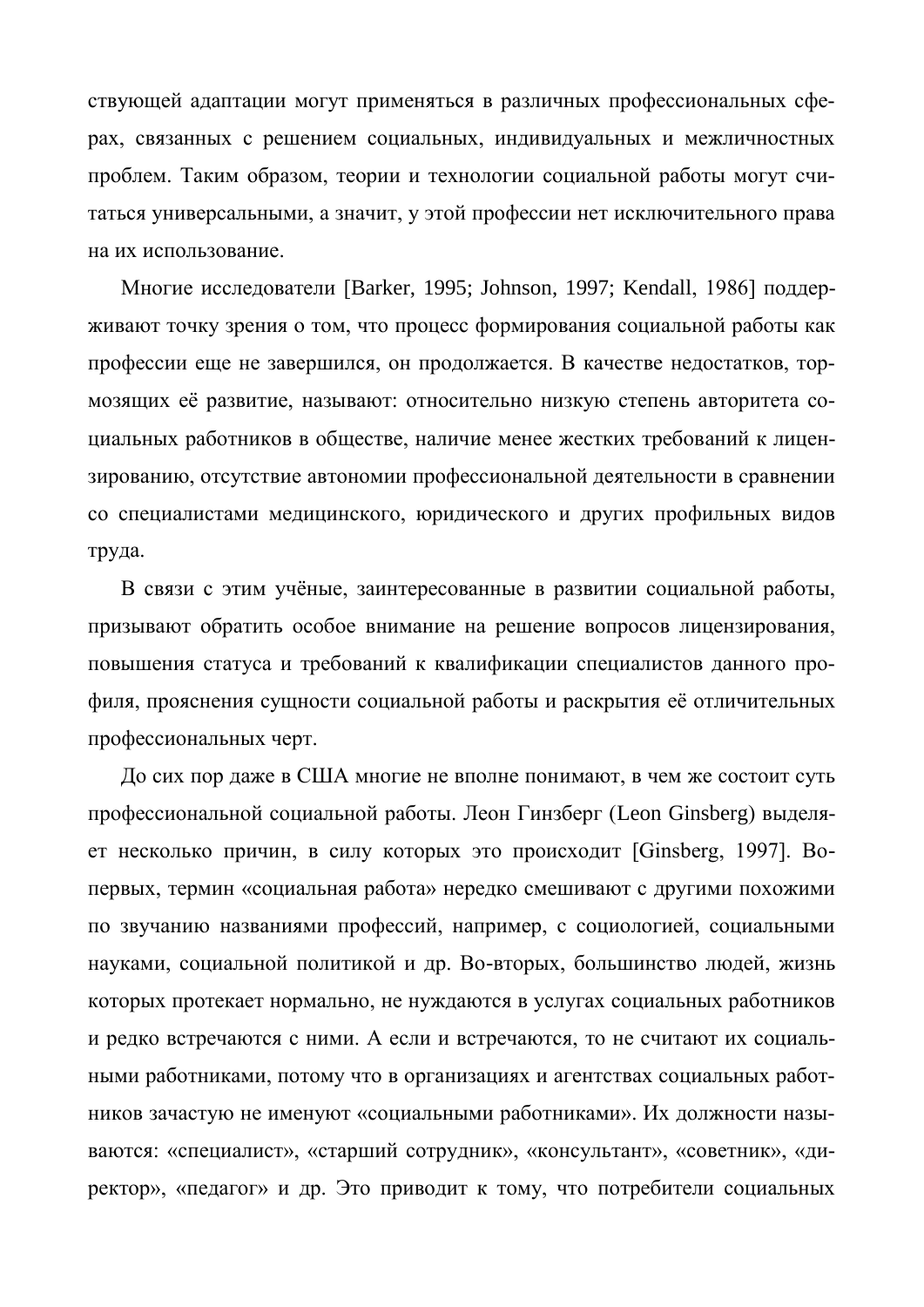ствующей адаптации могут применяться в различных профессиональных сферах, связанных с решением социальных, индивидуальных и межличностных проблем. Таким образом, теории и технологии социальной работы могут считаться универсальными, а значит, у этой профессии нет исключительного права на их использование.

Многие исследователи [Barker, 1995; Johnson, 1997; Kendall, 1986] поддерживают точку зрения о том, что процесс формирования социальной работы как профессии еще не завершился, он продолжается. В качестве недостатков, тормозящих её развитие, называют: относительно низкую степень авторитета социальных работников в обществе, наличие менее жестких требований к лицензированию, отсутствие автономии профессиональной деятельности в сравнении со специалистами медицинского, юридического и других профильных видов труда.

В связи с этим учёные, заинтересованные в развитии социальной работы, призывают обратить особое внимание на решение вопросов лицензирования, повышения статуса и требований к квалификации специалистов данного профиля, прояснения сущности социальной работы и раскрытия её отличительных профессиональных черт.

До сих пор даже в США многие не вполне понимают, в чем же состоит суть профессиональной социальной работы. Леон Гинзберг (Leon Ginsberg) выделяет несколько причин, в силу которых это происходит [Ginsberg, 1997]. Во-первых, термин «социальная работа» нередко смешивают с другими похожими по звучанию названиями профессий, например, с социологией, социальными науками, социальной политикой и др. Во-вторых, большинство людей, жизнь которых протекает нормально, не нуждаются в услугах социальных работников и редко встречаются с ними. А если и встречаются, то не считают их социальными работниками, потому что в организациях и агентствах социальных работников зачастую не именуют «социальными работниками». Их должности называются: «специалист», «старший сотрудник», «консультант», «советник», «директор», «педагог» и др. Это приводит к тому, что потребители социальных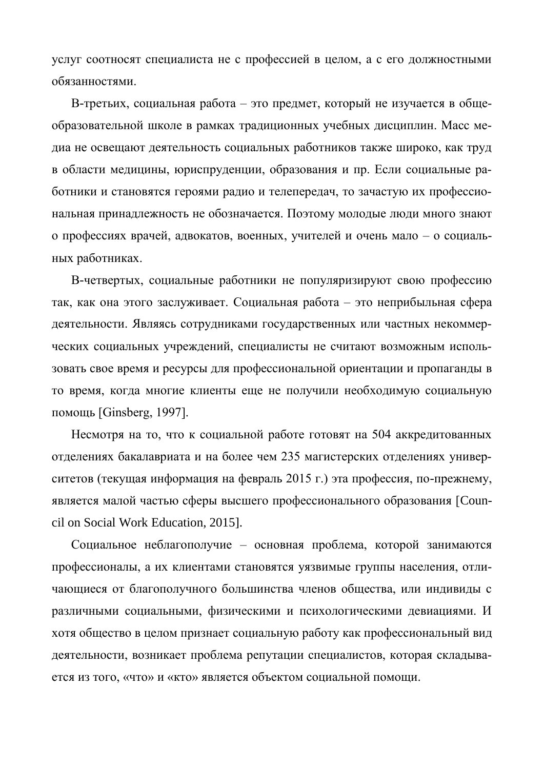услуг соотносят специалиста не с профессией в целом, а с его должностными обязанностями.

В-третьих, социальная работа – это предмет, который не изучается в общеобразовательной школе в рамках традиционных учебных дисциплин. Масс медиа не освещают деятельность социальных работников также широко, как труд в области медицины, юриспруденции, образования и пр. Если социальные работники и становятся героями радио и телепередач, то зачастую их профессиональная принадлежность не обозначается. Поэтому молодые люди много знают о профессиях врачей, адвокатов, военных, учителей и очень мало – о социальных работниках.

В-четвертых, социальные работники не популяризируют свою профессию так, как она этого заслуживает. Социальная работа – это неприбыльная сфера деятельности. Являясь сотрудниками государственных или частных некоммерческих социальных учреждений, специалисты не считают возможным использовать свое время и ресурсы для профессиональной ориентации и пропаганды в то время, когда многие клиенты еще не получили необходимую социальную помощь [Ginsberg, 1997].

Несмотря на то, что к социальной работе готовят на 504 аккредитованных отделениях бакалавриата и на более чем 235 магистерских отделениях университетов (текущая информация на февраль 2015 г.) эта профессия, по-прежнему, является малой частью сферы высшего профессионального образования [Council on Social Work Education, 2015].

Социальное неблагополучие – основная проблема, которой занимаются профессионалы, а их клиентами становятся уязвимые группы населения, отличающиеся от благополучного большинства членов общества, или индивиды с различными социальными, физическими и психологическими девиациями. И хотя общество в целом признает социальную работу как профессиональный вид деятельности, возникает проблема репутации специалистов, которая складывается из того, «что» и «кто» является объектом социальной помощи.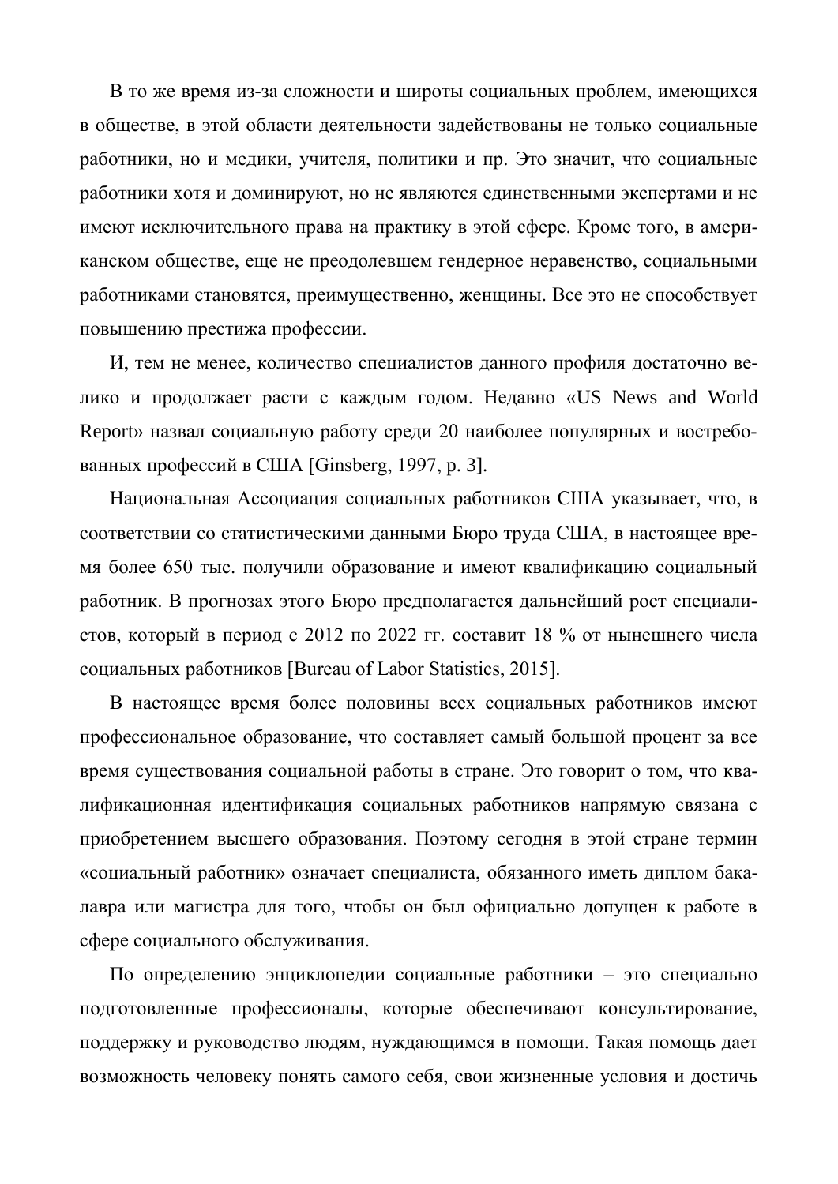В то же время из-за сложности и широты социальных проблем, имеющихся в обществе, в этой области деятельности задействованы не только социальные работники, но и медики, учителя, политики и пр. Это значит, что социальные работники хотя и доминируют, но не являются единственными экспертами и не имеют исключительного права на практику в этой сфере. Кроме того, в американском обществе, еще не преодолевшем гендерное неравенство, социальными работниками становятся, преимущественно, женщины. Все это не способствует повышению престижа профессии.

И, тем не менее, количество специалистов данного профиля достаточно велико и продолжает расти с каждым годом. Недавно «US News and World Report» назвал социальную работу среди 20 наиболее популярных и востребованных профессий в США [Ginsberg, 1997, p. 3].

Национальная Ассоциация социальных работников США указывает, что, в соответствии со статистическими данными Бюро труда США, в настоящее время более 650 тыс. получили образование и имеют квалификацию социальный работник. В прогнозах этого Бюро предполагается дальнейший рост специалистов, который в период с 2012 по 2022 гг. составит 18 % от нынешнего числа социальных работников [Bureau of Labor Statistics, 2015].

В настоящее время более половины всех социальных работников имеют профессиональное образование, что составляет самый большой процент за все время существования социальной работы в стране. Это говорит о том, что квалификационная идентификация социальных работников напрямую связана с приобретением высшего образования. Поэтому сегодня в этой стране термин «социальный работник» означает специалиста, обязанного иметь диплом бакалавра или магистра для того, чтобы он был официально допущен к работе в сфере социального обслуживания.

По определению энциклопедии социальные работники – это специально подготовленные профессионалы, которые обеспечивают консультирование, поддержку и руководство людям, нуждающимся в помощи. Такая помощь дает возможность человеку понять самого себя, свои жизненные условия и достичь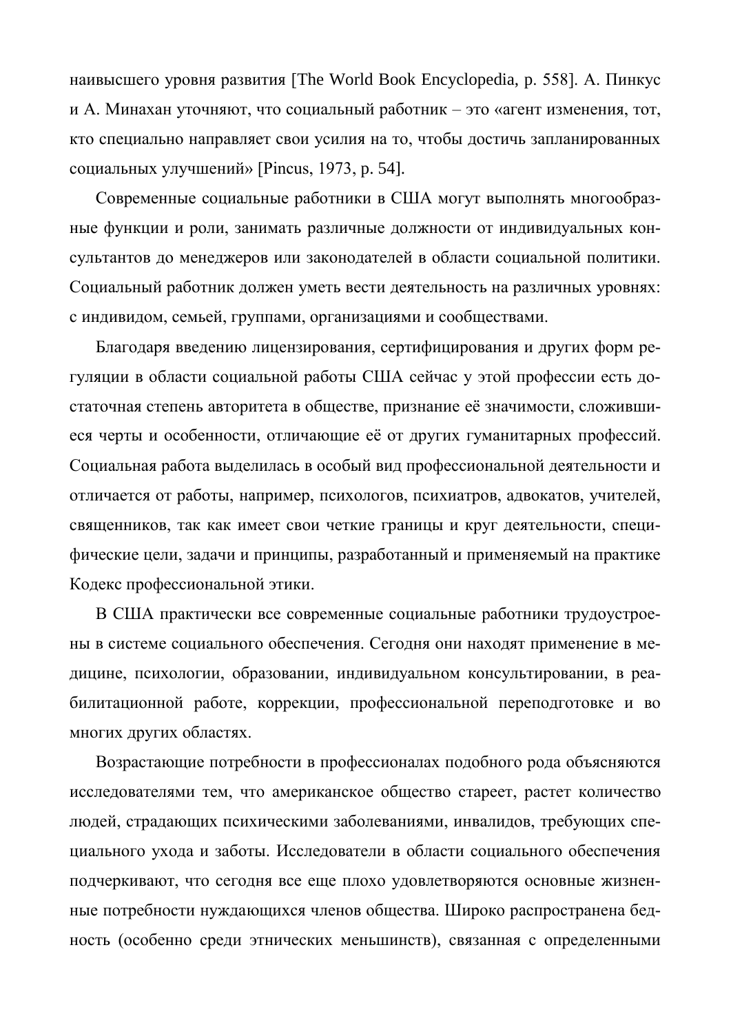наивысшего уровня развития [The World Book Encyclopedia, p. 558]. А. Пинкус и А. Минахан уточняют, что социальный работник – это «агент изменения, тот, кто специально направляет свои усилия на то, чтобы достичь запланированных социальных улучшений» [Pincus, 1973, p. 54].

Современные социальные работники в США могут выполнять многообразные функции и роли, занимать различные должности от индивидуальных консультантов до менеджеров или законодателей в области социальной политики. Социальный работник должен уметь вести деятельность на различных уровнях: с индивидом, семьей, группами, организациями и сообществами.

Благодаря введению лицензирования, сертифицирования и других форм регуляции в области социальной работы США сейчас у этой профессии есть достаточная степень авторитета в обществе, признание её значимости, сложившиеся черты и особенности, отличающие её от других гуманитарных профессий. Социальная работа выделилась в особый вид профессиональной деятельности и отличается от работы, например, психологов, психиатров, адвокатов, учителей, священников, так как имеет свои четкие границы и круг деятельности, специфические цели, задачи и принципы, разработанный и применяемый на практике Кодекс профессиональной этики.

В США практически все современные социальные работники трудоустроены в системе социального обеспечения. Сегодня они находят применение в медицине, психологии, образовании, индивидуальном консультировании, в реабилитационной работе, коррекции, профессиональной переподготовке и во многих других областях.

Возрастающие потребности в профессионалах подобного рода объясняются исследователями тем, что американское общество стареет, растет количество людей, страдающих психическими заболеваниями, инвалидов, требующих специального ухода и заботы. Исследователи в области социального обеспечения подчеркивают, что сегодня все еще плохо удовлетворяются основные жизненные потребности нуждающихся членов общества. Широко распространена бедность (особенно среди этнических меньшинств), связанная с определенными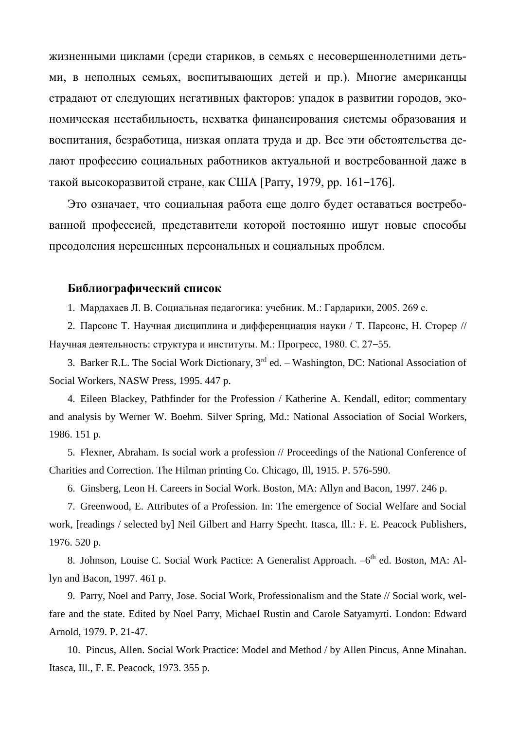жизненными циклами (среди стариков, в семьях с несовершеннолетними детьми, в неполных семьях, воспитывающих детей и пр.). Многие американцы страдают от следующих негативных факторов: упадок в развитии городов, экономическая нестабильность, нехватка финансирования системы образования и воспитания, безработица, низкая оплата труда и др. Все эти обстоятельства делают профессию социальных работников актуальной и востребованной даже в такой высокоразвитой стране, как США [Parry, 1979, pp. 161–176].

Это означает, что социальная работа еще долго будет оставаться востребованной профессией, представители которой постоянно ищут новые способы преодоления нерешенных персональных и социальных проблем.

## Библиографический список

1. Мардахаев Л. В. Социальная педагогика: учебник. М.: Гардарики, 2005. 269 с.
2. Парсонс Т. Научная дисциплина и дифференциация науки / Т. Парсонс, Н. Сторер // Научная деятельность: структура и институты. М.: Прогресс, 1980. С. 27–55.
3. Barker R.L. The Social Work Dictionary, 3rd ed. – Washington, DC: National Association of Social Workers, NASW Press, 1995. 447 p.
4. Eileen Blackey, Pathfinder for the Profession / Katherine A. Kendall, editor; commentary and analysis by Werner W. Boehm. Silver Spring, Md.: National Association of Social Workers, 1986. 151 p.
5. Flexner, Abraham. Is social work a profession // Proceedings of the National Conference of Charities and Correction. The Hilman printing Co. Chicago, Ill, 1915. P. 576-590.
6. Ginsberg, Leon H. Careers in Social Work. Boston, MA: Allyn and Bacon, 1997. 246 p.
7. Greenwood, E. Attributes of a Profession. In: The emergence of Social Welfare and Social work, [readings / selected by] Neil Gilbert and Harry Specht. Itasca, Ill.: F. E. Peacock Publishers, 1976. 520 p.
8. Johnson, Louise C. Social Work Pactice: A Generalist Approach. –6th ed. Boston, MA: Allyn and Bacon, 1997. 461 p.
9. Parry, Noel and Parry, Jose. Social Work, Professionalism and the State // Social work, welfare and the state. Edited by Noel Parry, Michael Rustin and Carole Satyamyrti. London: Edward Arnold, 1979. P. 21-47.
10. Pincus, Allen. Social Work Practice: Model and Method / by Allen Pincus, Anne Minahan. Itasca, Ill., F. E. Peacock, 1973. 355 p.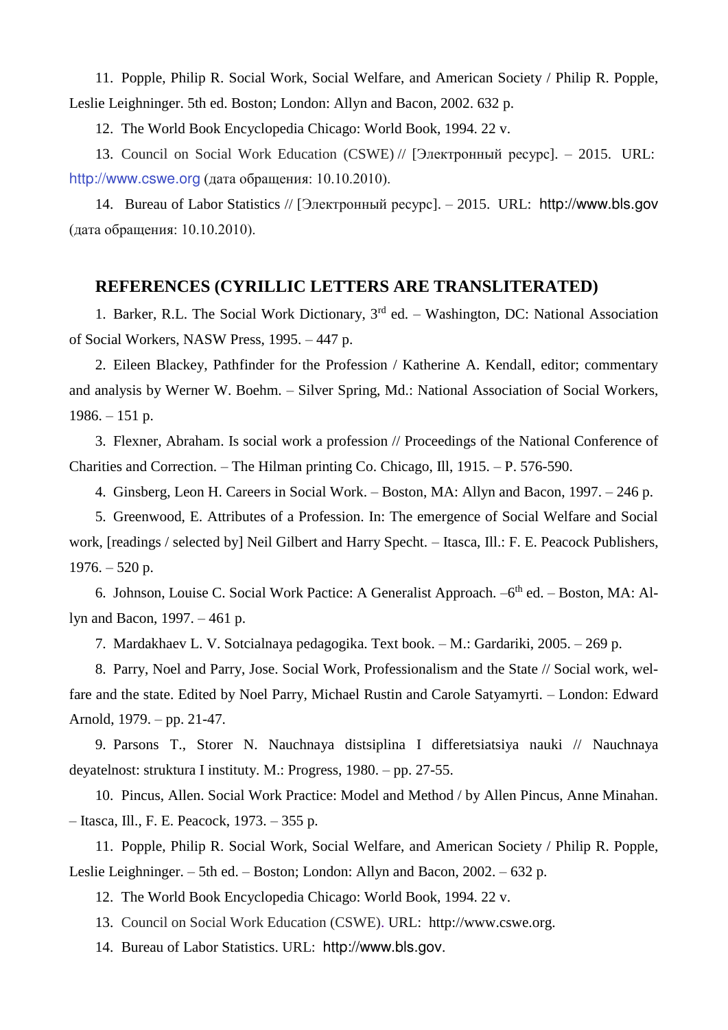11. Popple, Philip R. Social Work, Social Welfare, and American Society / Philip R. Popple, Leslie Leighninger. 5th ed. Boston; London: Allyn and Bacon, 2002. 632 p.

12. The World Book Encyclopedia Chicago: World Book, 1994. 22 v.

13. Council on Social Work Education (CSWE) // [Электронный ресурс]. – 2015. URL: http://www.cswe.org (дата обращения: 10.10.2010).

14. Bureau of Labor Statistics // [Электронный ресурс]. – 2015. URL: http://www.bls.gov (дата обращения: 10.10.2010).

## REFERENCES (CYRILLIC LETTERS ARE TRANSLITERATED)

1. Barker, R.L. The Social Work Dictionary, 3rd ed. – Washington, DC: National Association of Social Workers, NASW Press, 1995. – 447 p.

2. Eileen Blackey, Pathfinder for the Profession / Katherine A. Kendall, editor; commentary and analysis by Werner W. Boehm. – Silver Spring, Md.: National Association of Social Workers, 1986. – 151 p.

3. Flexner, Abraham. Is social work a profession // Proceedings of the National Conference of Charities and Correction. – The Hilman printing Co. Chicago, Ill, 1915. – P. 576-590.

4. Ginsberg, Leon H. Careers in Social Work. – Boston, MA: Allyn and Bacon, 1997. – 246 p.

5. Greenwood, E. Attributes of a Profession. In: The emergence of Social Welfare and Social work, [readings / selected by] Neil Gilbert and Harry Specht. – Itasca, Ill.: F. E. Peacock Publishers, 1976. – 520 p.

6. Johnson, Louise C. Social Work Pactice: A Generalist Approach. –6th ed. – Boston, MA: Allyn and Bacon, 1997. – 461 p.

7. Mardakhaev L. V. Sotcialnaya pedagogika. Text book. – M.: Gardariki, 2005. – 269 p.

8. Parry, Noel and Parry, Jose. Social Work, Professionalism and the State // Social work, welfare and the state. Edited by Noel Parry, Michael Rustin and Carole Satyamyrti. – London: Edward Arnold, 1979. – pp. 21-47.

9. Parsons T., Storer N. Nauchnaya distsiplina I differetsiatsiya nauki // Nauchnaya deyatelnost: struktura I instituty. M.: Progress, 1980. – pp. 27-55.

10. Pincus, Allen. Social Work Practice: Model and Method / by Allen Pincus, Anne Minahan. – Itasca, Ill., F. E. Peacock, 1973. – 355 p.

11. Popple, Philip R. Social Work, Social Welfare, and American Society / Philip R. Popple, Leslie Leighninger. – 5th ed. – Boston; London: Allyn and Bacon, 2002. – 632 p.

12. The World Book Encyclopedia Chicago: World Book, 1994. 22 v.

13. Council on Social Work Education (CSWE). URL: http://www.cswe.org.

14. Bureau of Labor Statistics. URL: http://www.bls.gov.